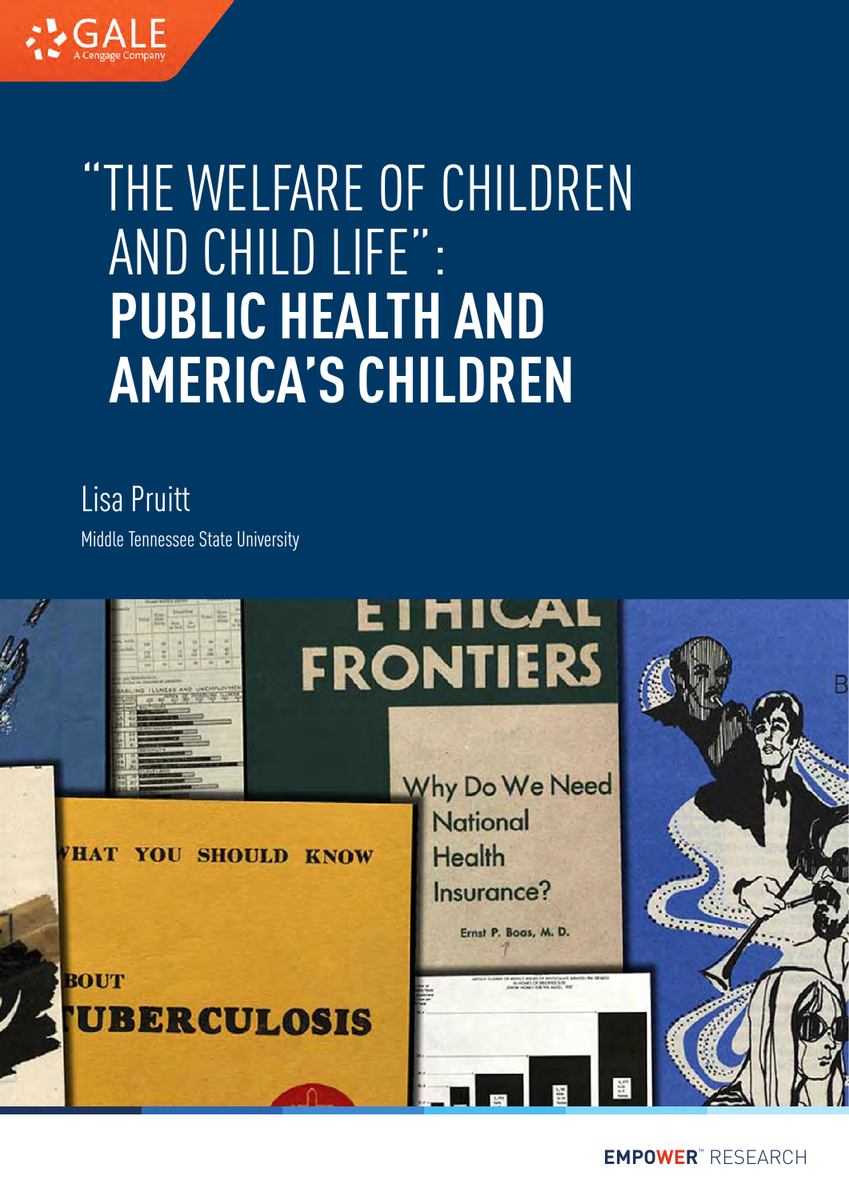# "THE WELFARE OF CHILDREN AND CHILD LIFE": **PUBLIC HEALTH AND AMERICA'S CHILDREN**

Lisa Pruitt

Middle Tennessee State University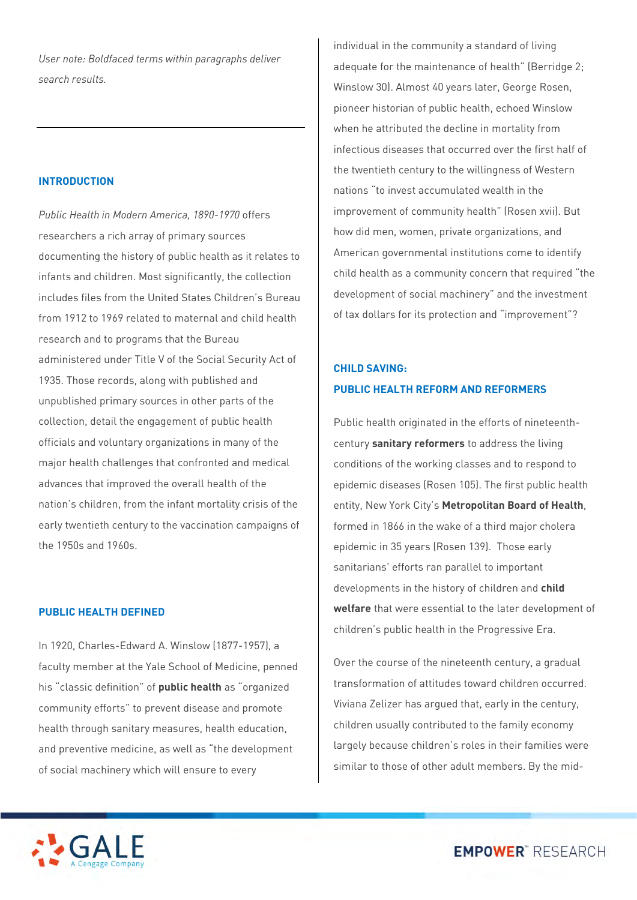*User note: Boldfaced terms within paragraphs deliver search results.*

---

## INTRODUCTION

*Public Health in Modern America, 1890-1970* offers researchers a rich array of primary sources documenting the history of public health as it relates to infants and children. Most significantly, the collection includes files from the United States Children's Bureau from 1912 to 1969 related to maternal and child health research and to programs that the Bureau administered under Title V of the Social Security Act of 1935. Those records, along with published and unpublished primary sources in other parts of the collection, detail the engagement of public health officials and voluntary organizations in many of the major health challenges that confronted and medical advances that improved the overall health of the nation's children, from the infant mortality crisis of the early twentieth century to the vaccination campaigns of the 1950s and 1960s.

## PUBLIC HEALTH DEFINED

In 1920, Charles-Edward A. Winslow (1877-1957), a faculty member at the Yale School of Medicine, penned his "classic definition" of **public health** as "organized community efforts" to prevent disease and promote health through sanitary measures, health education, and preventive medicine, as well as "the development of social machinery which will ensure to every individual in the community a standard of living adequate for the maintenance of health" (Berridge 2; Winslow 30). Almost 40 years later, George Rosen, pioneer historian of public health, echoed Winslow when he attributed the decline in mortality from infectious diseases that occurred over the first half of the twentieth century to the willingness of Western nations "to invest accumulated wealth in the improvement of community health" (Rosen xvii). But how did men, women, private organizations, and American governmental institutions come to identify child health as a community concern that required "the development of social machinery" and the investment of tax dollars for its protection and "improvement"?

## CHILD SAVING: PUBLIC HEALTH REFORM AND REFORMERS

Public health originated in the efforts of nineteenth-century **sanitary reformers** to address the living conditions of the working classes and to respond to epidemic diseases (Rosen 105). The first public health entity, New York City's **Metropolitan Board of Health**, formed in 1866 in the wake of a third major cholera epidemic in 35 years (Rosen 139). Those early sanitarians' efforts ran parallel to important developments in the history of children and **child welfare** that were essential to the later development of children's public health in the Progressive Era.

Over the course of the nineteenth century, a gradual transformation of attitudes toward children occurred. Viviana Zelizer has argued that, early in the century, children usually contributed to the family economy largely because children's roles in their families were similar to those of other adult members. By the mid-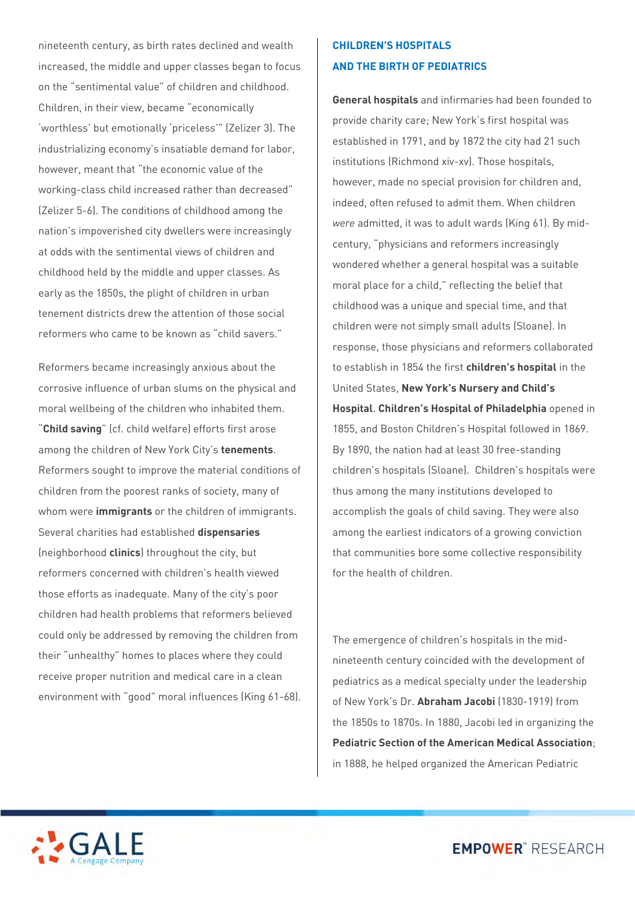nineteenth century, as birth rates declined and wealth increased, the middle and upper classes began to focus on the "sentimental value" of children and childhood. Children, in their view, became "economically 'worthless' but emotionally 'priceless'" (Zelizer 3). The industrializing economy's insatiable demand for labor, however, meant that "the economic value of the working-class child increased rather than decreased" (Zelizer 5-6). The conditions of childhood among the nation's impoverished city dwellers were increasingly at odds with the sentimental views of children and childhood held by the middle and upper classes. As early as the 1850s, the plight of children in urban tenement districts drew the attention of those social reformers who came to be known as "child savers."

Reformers became increasingly anxious about the corrosive influence of urban slums on the physical and moral wellbeing of the children who inhabited them. "**Child saving**" (cf. child welfare) efforts first arose among the children of New York City's **tenements**. Reformers sought to improve the material conditions of children from the poorest ranks of society, many of whom were **immigrants** or the children of immigrants. Several charities had established **dispensaries** (neighborhood **clinics**) throughout the city, but reformers concerned with children's health viewed those efforts as inadequate. Many of the city's poor children had health problems that reformers believed could only be addressed by removing the children from their "unhealthy" homes to places where they could receive proper nutrition and medical care in a clean environment with "good" moral influences (King 61-68).

## CHILDREN'S HOSPITALS AND THE BIRTH OF PEDIATRICS

**General hospitals** and infirmaries had been founded to provide charity care; New York's first hospital was established in 1791, and by 1872 the city had 21 such institutions (Richmond xiv-xv). Those hospitals, however, made no special provision for children and, indeed, often refused to admit them. When children *were* admitted, it was to adult wards (King 61). By mid-century, "physicians and reformers increasingly wondered whether a general hospital was a suitable moral place for a child," reflecting the belief that childhood was a unique and special time, and that children were not simply small adults (Sloane). In response, those physicians and reformers collaborated to establish in 1854 the first **children's hospital** in the United States, **New York's Nursery and Child's Hospital**. **Children's Hospital of Philadelphia** opened in 1855, and Boston Children's Hospital followed in 1869. By 1890, the nation had at least 30 free-standing children's hospitals (Sloane). Children's hospitals were thus among the many institutions developed to accomplish the goals of child saving. They were also among the earliest indicators of a growing conviction that communities bore some collective responsibility for the health of children.

The emergence of children's hospitals in the mid-nineteenth century coincided with the development of pediatrics as a medical specialty under the leadership of New York's Dr. **Abraham Jacobi** (1830-1919) from the 1850s to 1870s. In 1880, Jacobi led in organizing the **Pediatric Section of the American Medical Association**; in 1888, he helped organized the American Pediatric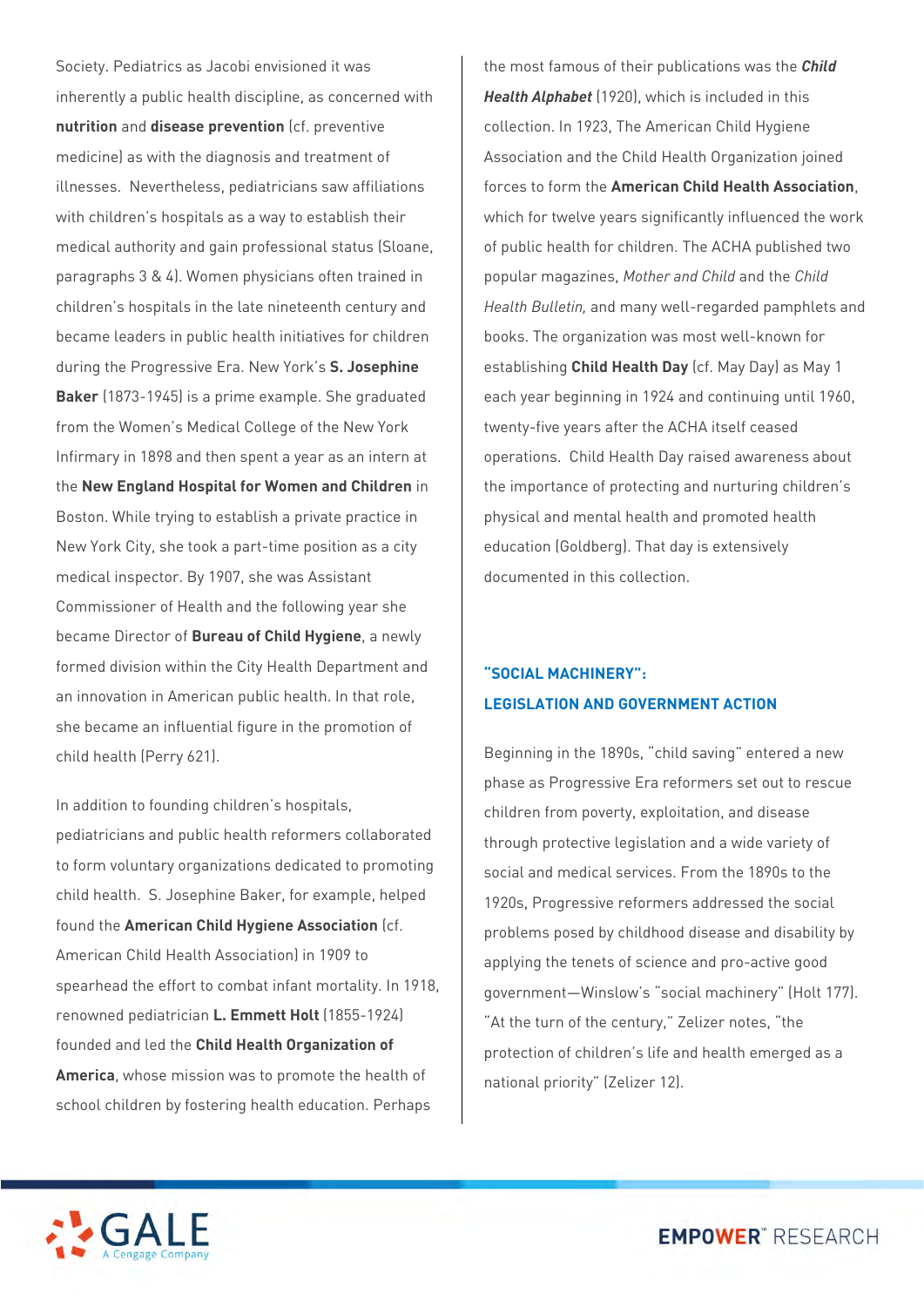Society. Pediatrics as Jacobi envisioned it was inherently a public health discipline, as concerned with **nutrition** and **disease prevention** (cf. preventive medicine) as with the diagnosis and treatment of illnesses. Nevertheless, pediatricians saw affiliations with children's hospitals as a way to establish their medical authority and gain professional status (Sloane, paragraphs 3 & 4). Women physicians often trained in children's hospitals in the late nineteenth century and became leaders in public health initiatives for children during the Progressive Era. New York's **S. Josephine Baker** (1873-1945) is a prime example. She graduated from the Women's Medical College of the New York Infirmary in 1898 and then spent a year as an intern at the **New England Hospital for Women and Children** in Boston. While trying to establish a private practice in New York City, she took a part-time position as a city medical inspector. By 1907, she was Assistant Commissioner of Health and the following year she became Director of **Bureau of Child Hygiene**, a newly formed division within the City Health Department and an innovation in American public health. In that role, she became an influential figure in the promotion of child health (Perry 621).

In addition to founding children's hospitals, pediatricians and public health reformers collaborated to form voluntary organizations dedicated to promoting child health. S. Josephine Baker, for example, helped found the **American Child Hygiene Association** (cf. American Child Health Association) in 1909 to spearhead the effort to combat infant mortality. In 1918, renowned pediatrician **L. Emmett Holt** (1855-1924) founded and led the **Child Health Organization of America**, whose mission was to promote the health of school children by fostering health education. Perhaps the most famous of their publications was the ***Child Health Alphabet*** (1920), which is included in this collection. In 1923, The American Child Hygiene Association and the Child Health Organization joined forces to form the **American Child Health Association**, which for twelve years significantly influenced the work of public health for children. The ACHA published two popular magazines, *Mother and Child* and the *Child Health Bulletin,* and many well-regarded pamphlets and books. The organization was most well-known for establishing **Child Health Day** (cf. May Day) as May 1 each year beginning in 1924 and continuing until 1960, twenty-five years after the ACHA itself ceased operations. Child Health Day raised awareness about the importance of protecting and nurturing children's physical and mental health and promoted health education (Goldberg). That day is extensively documented in this collection.

## "SOCIAL MACHINERY": LEGISLATION AND GOVERNMENT ACTION

Beginning in the 1890s, "child saving" entered a new phase as Progressive Era reformers set out to rescue children from poverty, exploitation, and disease through protective legislation and a wide variety of social and medical services. From the 1890s to the 1920s, Progressive reformers addressed the social problems posed by childhood disease and disability by applying the tenets of science and pro-active good government—Winslow's "social machinery" (Holt 177). "At the turn of the century," Zelizer notes, "the protection of children's life and health emerged as a national priority" (Zelizer 12).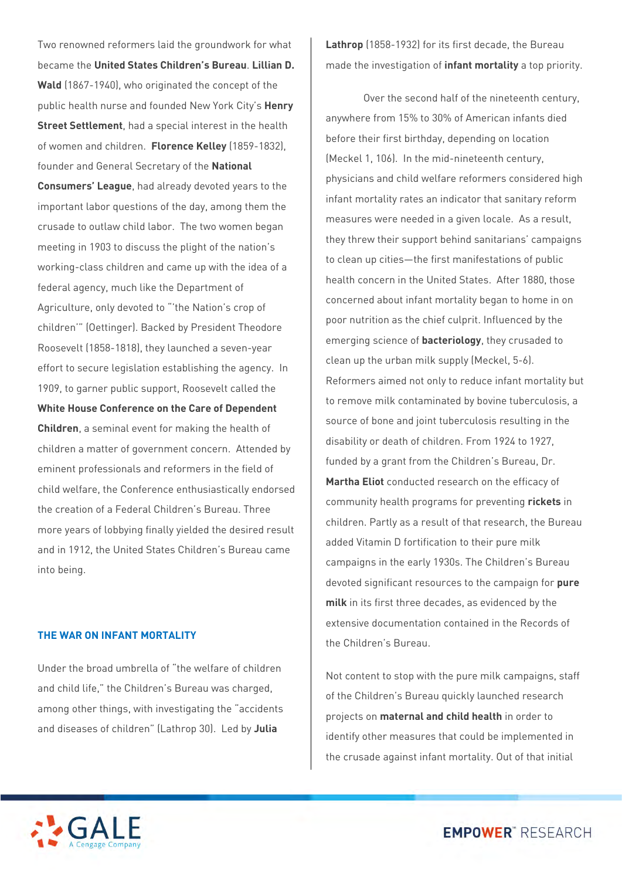Two renowned reformers laid the groundwork for what became the **United States Children's Bureau**. **Lillian D. Wald** (1867-1940), who originated the concept of the public health nurse and founded New York City's **Henry Street Settlement**, had a special interest in the health of women and children. **Florence Kelley** (1859-1832), founder and General Secretary of the **National Consumers' League**, had already devoted years to the important labor questions of the day, among them the crusade to outlaw child labor. The two women began meeting in 1903 to discuss the plight of the nation's working-class children and came up with the idea of a federal agency, much like the Department of Agriculture, only devoted to "'the Nation's crop of children'" (Oettinger). Backed by President Theodore Roosevelt (1858-1818), they launched a seven-year effort to secure legislation establishing the agency. In 1909, to garner public support, Roosevelt called the **White House Conference on the Care of Dependent Children**, a seminal event for making the health of children a matter of government concern. Attended by eminent professionals and reformers in the field of child welfare, the Conference enthusiastically endorsed the creation of a Federal Children's Bureau. Three more years of lobbying finally yielded the desired result and in 1912, the United States Children's Bureau came into being.

## THE WAR ON INFANT MORTALITY

Under the broad umbrella of "the welfare of children and child life," the Children's Bureau was charged, among other things, with investigating the "accidents and diseases of children" (Lathrop 30). Led by **Julia Lathrop** (1858-1932) for its first decade, the Bureau made the investigation of **infant mortality** a top priority.

Over the second half of the nineteenth century, anywhere from 15% to 30% of American infants died before their first birthday, depending on location (Meckel 1, 106). In the mid-nineteenth century, physicians and child welfare reformers considered high infant mortality rates an indicator that sanitary reform measures were needed in a given locale. As a result, they threw their support behind sanitarians' campaigns to clean up cities—the first manifestations of public health concern in the United States. After 1880, those concerned about infant mortality began to home in on poor nutrition as the chief culprit. Influenced by the emerging science of **bacteriology**, they crusaded to clean up the urban milk supply (Meckel, 5-6). Reformers aimed not only to reduce infant mortality but to remove milk contaminated by bovine tuberculosis, a source of bone and joint tuberculosis resulting in the disability or death of children. From 1924 to 1927, funded by a grant from the Children's Bureau, Dr. **Martha Eliot** conducted research on the efficacy of community health programs for preventing **rickets** in children. Partly as a result of that research, the Bureau added Vitamin D fortification to their pure milk campaigns in the early 1930s. The Children's Bureau devoted significant resources to the campaign for **pure milk** in its first three decades, as evidenced by the extensive documentation contained in the Records of the Children's Bureau.

Not content to stop with the pure milk campaigns, staff of the Children's Bureau quickly launched research projects on **maternal and child health** in order to identify other measures that could be implemented in the crusade against infant mortality. Out of that initial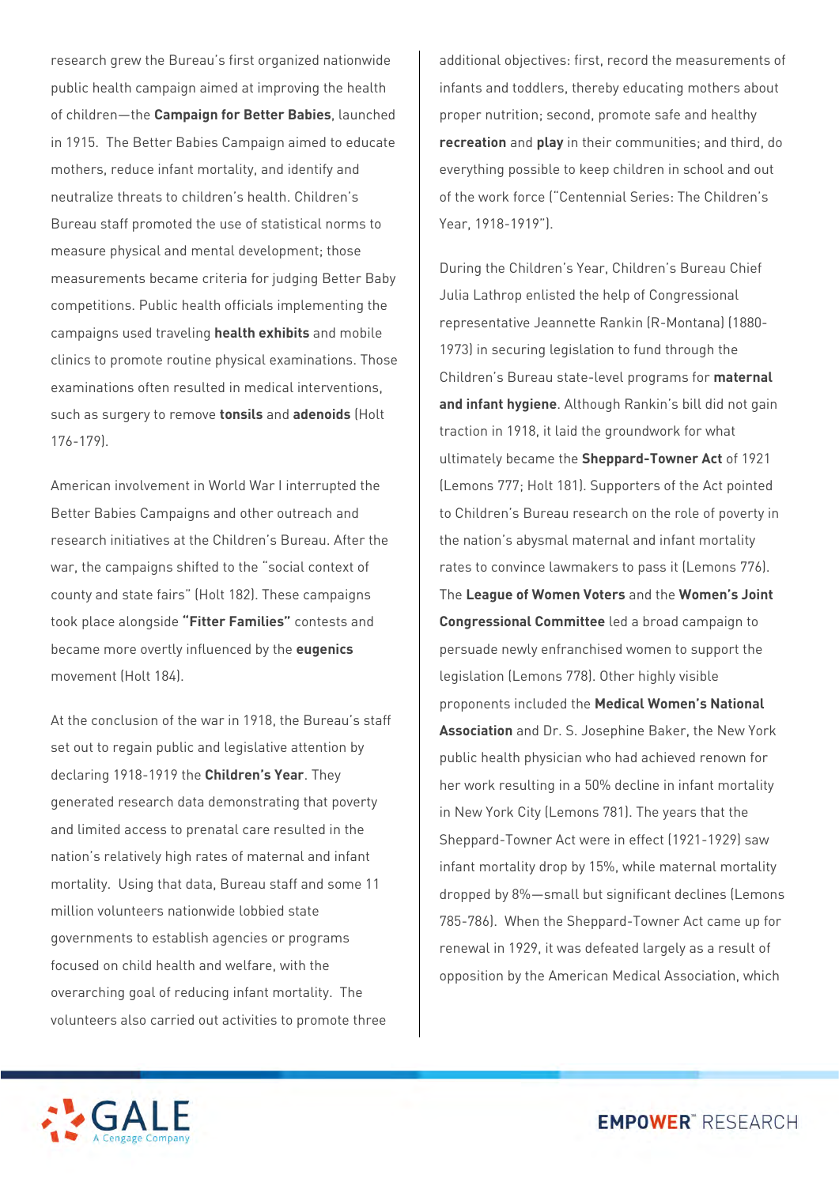research grew the Bureau's first organized nationwide public health campaign aimed at improving the health of children—the **Campaign for Better Babies**, launched in 1915. The Better Babies Campaign aimed to educate mothers, reduce infant mortality, and identify and neutralize threats to children's health. Children's Bureau staff promoted the use of statistical norms to measure physical and mental development; those measurements became criteria for judging Better Baby competitions. Public health officials implementing the campaigns used traveling **health exhibits** and mobile clinics to promote routine physical examinations. Those examinations often resulted in medical interventions, such as surgery to remove **tonsils** and **adenoids** (Holt 176-179).

American involvement in World War I interrupted the Better Babies Campaigns and other outreach and research initiatives at the Children's Bureau. After the war, the campaigns shifted to the "social context of county and state fairs" (Holt 182). These campaigns took place alongside **"Fitter Families"** contests and became more overtly influenced by the **eugenics** movement (Holt 184).

At the conclusion of the war in 1918, the Bureau's staff set out to regain public and legislative attention by declaring 1918-1919 the **Children's Year**. They generated research data demonstrating that poverty and limited access to prenatal care resulted in the nation's relatively high rates of maternal and infant mortality. Using that data, Bureau staff and some 11 million volunteers nationwide lobbied state governments to establish agencies or programs focused on child health and welfare, with the overarching goal of reducing infant mortality. The volunteers also carried out activities to promote three additional objectives: first, record the measurements of infants and toddlers, thereby educating mothers about proper nutrition; second, promote safe and healthy **recreation** and **play** in their communities; and third, do everything possible to keep children in school and out of the work force ("Centennial Series: The Children's Year, 1918-1919").

During the Children's Year, Children's Bureau Chief Julia Lathrop enlisted the help of Congressional representative Jeannette Rankin (R-Montana) (1880-1973) in securing legislation to fund through the Children's Bureau state-level programs for **maternal and infant hygiene**. Although Rankin's bill did not gain traction in 1918, it laid the groundwork for what ultimately became the **Sheppard-Towner Act** of 1921 (Lemons 777; Holt 181). Supporters of the Act pointed to Children's Bureau research on the role of poverty in the nation's abysmal maternal and infant mortality rates to convince lawmakers to pass it (Lemons 776). The **League of Women Voters** and the **Women's Joint Congressional Committee** led a broad campaign to persuade newly enfranchised women to support the legislation (Lemons 778). Other highly visible proponents included the **Medical Women's National Association** and Dr. S. Josephine Baker, the New York public health physician who had achieved renown for her work resulting in a 50% decline in infant mortality in New York City (Lemons 781). The years that the Sheppard-Towner Act were in effect (1921-1929) saw infant mortality drop by 15%, while maternal mortality dropped by 8%—small but significant declines (Lemons 785-786). When the Sheppard-Towner Act came up for renewal in 1929, it was defeated largely as a result of opposition by the American Medical Association, which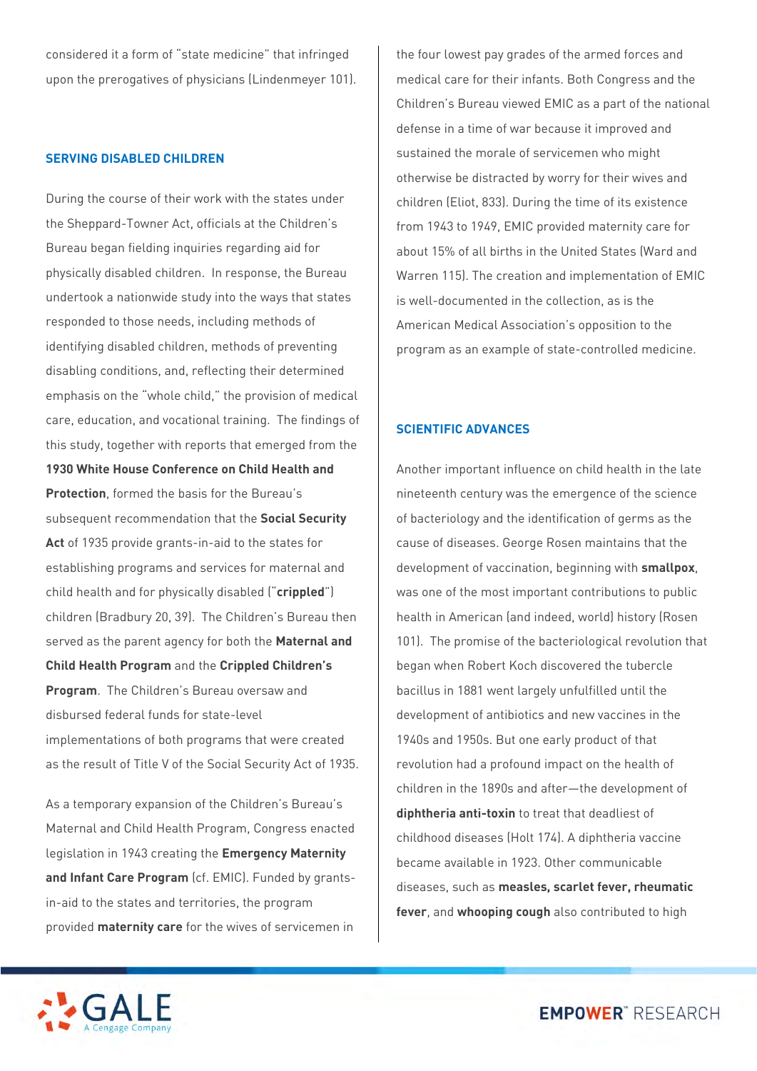considered it a form of "state medicine" that infringed upon the prerogatives of physicians (Lindenmeyer 101).

## SERVING DISABLED CHILDREN

During the course of their work with the states under the Sheppard-Towner Act, officials at the Children's Bureau began fielding inquiries regarding aid for physically disabled children. In response, the Bureau undertook a nationwide study into the ways that states responded to those needs, including methods of identifying disabled children, methods of preventing disabling conditions, and, reflecting their determined emphasis on the "whole child," the provision of medical care, education, and vocational training. The findings of this study, together with reports that emerged from the **1930 White House Conference on Child Health and Protection**, formed the basis for the Bureau's subsequent recommendation that the **Social Security Act** of 1935 provide grants-in-aid to the states for establishing programs and services for maternal and child health and for physically disabled ("**crippled**") children (Bradbury 20, 39). The Children's Bureau then served as the parent agency for both the **Maternal and Child Health Program** and the **Crippled Children's Program**. The Children's Bureau oversaw and disbursed federal funds for state-level implementations of both programs that were created as the result of Title V of the Social Security Act of 1935.

As a temporary expansion of the Children's Bureau's Maternal and Child Health Program, Congress enacted legislation in 1943 creating the **Emergency Maternity and Infant Care Program** (cf. EMIC). Funded by grants-in-aid to the states and territories, the program provided **maternity care** for the wives of servicemen in the four lowest pay grades of the armed forces and medical care for their infants. Both Congress and the Children's Bureau viewed EMIC as a part of the national defense in a time of war because it improved and sustained the morale of servicemen who might otherwise be distracted by worry for their wives and children (Eliot, 833). During the time of its existence from 1943 to 1949, EMIC provided maternity care for about 15% of all births in the United States (Ward and Warren 115). The creation and implementation of EMIC is well-documented in the collection, as is the American Medical Association's opposition to the program as an example of state-controlled medicine.

## SCIENTIFIC ADVANCES

Another important influence on child health in the late nineteenth century was the emergence of the science of bacteriology and the identification of germs as the cause of diseases. George Rosen maintains that the development of vaccination, beginning with **smallpox**, was one of the most important contributions to public health in American (and indeed, world) history (Rosen 101). The promise of the bacteriological revolution that began when Robert Koch discovered the tubercle bacillus in 1881 went largely unfulfilled until the development of antibiotics and new vaccines in the 1940s and 1950s. But one early product of that revolution had a profound impact on the health of children in the 1890s and after—the development of **diphtheria anti-toxin** to treat that deadliest of childhood diseases (Holt 174). A diphtheria vaccine became available in 1923. Other communicable diseases, such as **measles, scarlet fever, rheumatic fever**, and **whooping cough** also contributed to high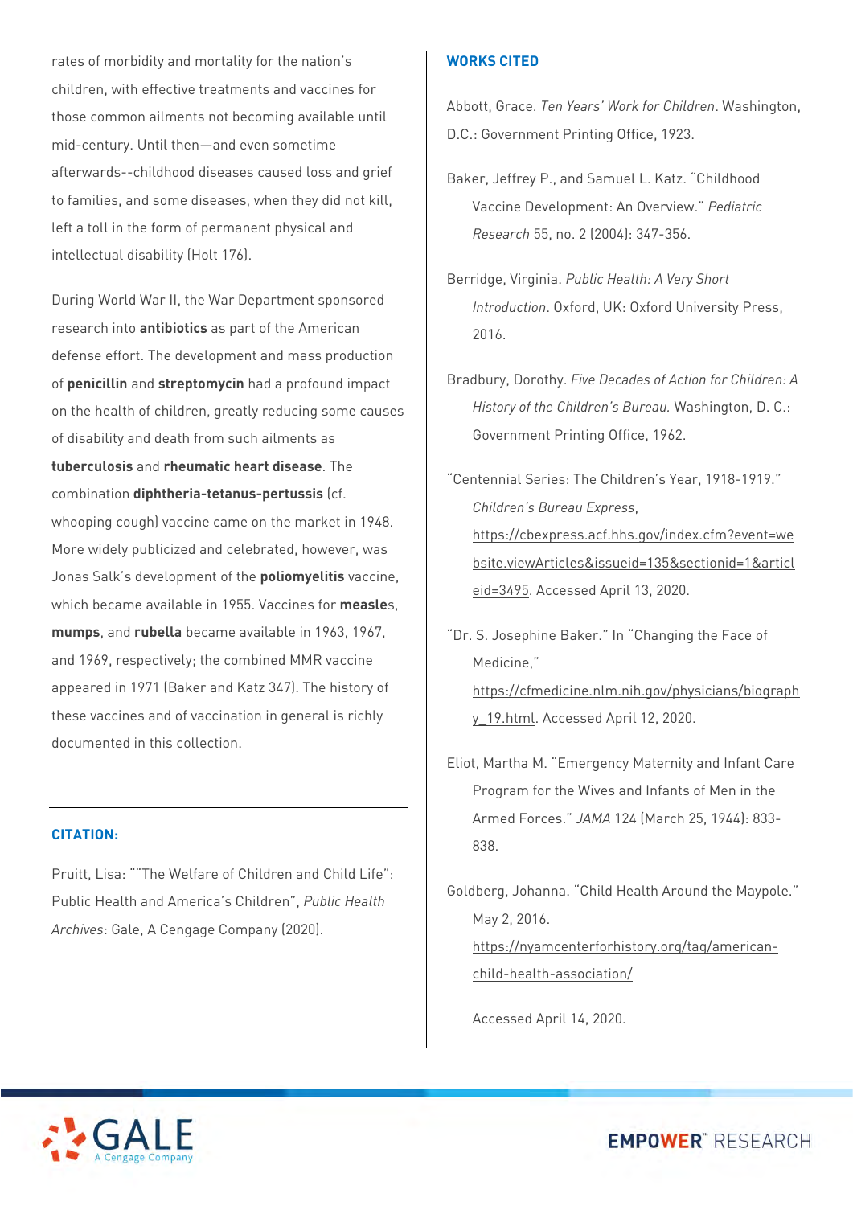rates of morbidity and mortality for the nation's children, with effective treatments and vaccines for those common ailments not becoming available until mid-century. Until then—and even sometime afterwards--childhood diseases caused loss and grief to families, and some diseases, when they did not kill, left a toll in the form of permanent physical and intellectual disability (Holt 176).

During World War II, the War Department sponsored research into **antibiotics** as part of the American defense effort. The development and mass production of **penicillin** and **streptomycin** had a profound impact on the health of children, greatly reducing some causes of disability and death from such ailments as **tuberculosis** and **rheumatic heart disease**. The combination **diphtheria-tetanus-pertussis** (cf. whooping cough) vaccine came on the market in 1948. More widely publicized and celebrated, however, was Jonas Salk's development of the **poliomyelitis** vaccine, which became available in 1955. Vaccines for **measle**s, **mumps**, and **rubella** became available in 1963, 1967, and 1969, respectively; the combined MMR vaccine appeared in 1971 (Baker and Katz 347). The history of these vaccines and of vaccination in general is richly documented in this collection.

---

### CITATION:

Pruitt, Lisa: ""The Welfare of Children and Child Life": Public Health and America's Children", *Public Health Archives*: Gale, A Cengage Company (2020).

### WORKS CITED

Abbott, Grace. *Ten Years' Work for Children*. Washington, D.C.: Government Printing Office, 1923.

Baker, Jeffrey P., and Samuel L. Katz. "Childhood Vaccine Development: An Overview." *Pediatric Research* 55, no. 2 (2004): 347-356.

Berridge, Virginia. *Public Health: A Very Short Introduction*. Oxford, UK: Oxford University Press, 2016.

Bradbury, Dorothy. *Five Decades of Action for Children: A History of the Children's Bureau.* Washington, D. C.: Government Printing Office, 1962.

"Centennial Series: The Children's Year, 1918-1919." *Children's Bureau Express*, https://cbexpress.acf.hhs.gov/index.cfm?event=website.viewArticles&issueid=135&sectionid=1&articleid=3495. Accessed April 13, 2020.

"Dr. S. Josephine Baker." In "Changing the Face of Medicine," https://cfmedicine.nlm.nih.gov/physicians/biography_19.html. Accessed April 12, 2020.

Eliot, Martha M. "Emergency Maternity and Infant Care Program for the Wives and Infants of Men in the Armed Forces." *JAMA* 124 (March 25, 1944): 833-838.

Goldberg, Johanna. "Child Health Around the Maypole." May 2, 2016. https://nyamcenterforhistory.org/tag/american-child-health-association/

Accessed April 14, 2020.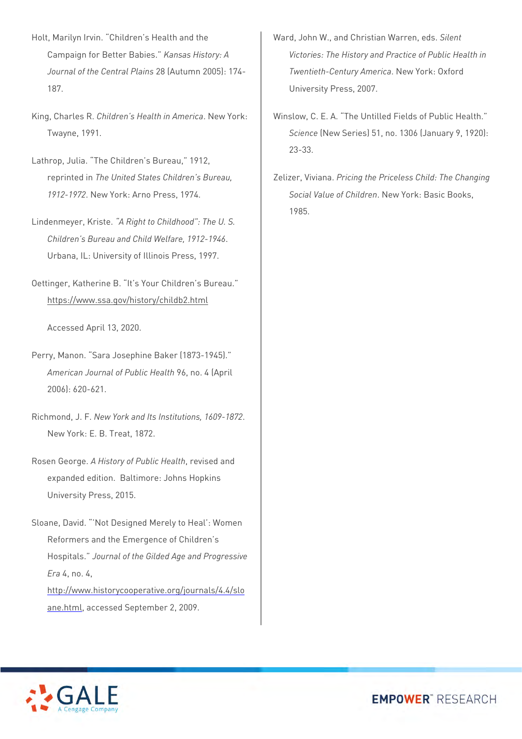Holt, Marilyn Irvin. "Children's Health and the Campaign for Better Babies." *Kansas History: A Journal of the Central Plains* 28 (Autumn 2005): 174-187.

King, Charles R. *Children's Health in America*. New York: Twayne, 1991.

Lathrop, Julia. "The Children's Bureau," 1912, reprinted in *The United States Children's Bureau, 1912-1972*. New York: Arno Press, 1974.

Lindenmeyer, Kriste. *"A Right to Childhood": The U. S. Children's Bureau and Child Welfare, 1912-1946*. Urbana, IL: University of Illinois Press, 1997.

Oettinger, Katherine B. "It's Your Children's Bureau." https://www.ssa.gov/history/childb2.html

Accessed April 13, 2020.

Perry, Manon. "Sara Josephine Baker (1873-1945)." *American Journal of Public Health* 96, no. 4 (April 2006): 620-621.

Richmond, J. F. *New York and Its Institutions, 1609-1872*. New York: E. B. Treat, 1872.

Rosen George. *A History of Public Health*, revised and expanded edition. Baltimore: Johns Hopkins University Press, 2015.

Sloane, David. "'Not Designed Merely to Heal': Women Reformers and the Emergence of Children's Hospitals." *Journal of the Gilded Age and Progressive Era* 4, no. 4, http://www.historycooperative.org/journals/4.4/sloane.html, accessed September 2, 2009.

Ward, John W., and Christian Warren, eds. *Silent Victories: The History and Practice of Public Health in Twentieth-Century America*. New York: Oxford University Press, 2007.

Winslow, C. E. A. "The Untilled Fields of Public Health." *Science* (New Series) 51, no. 1306 (January 9, 1920): 23-33.

Zelizer, Viviana. *Pricing the Priceless Child: The Changing Social Value of Children*. New York: Basic Books, 1985.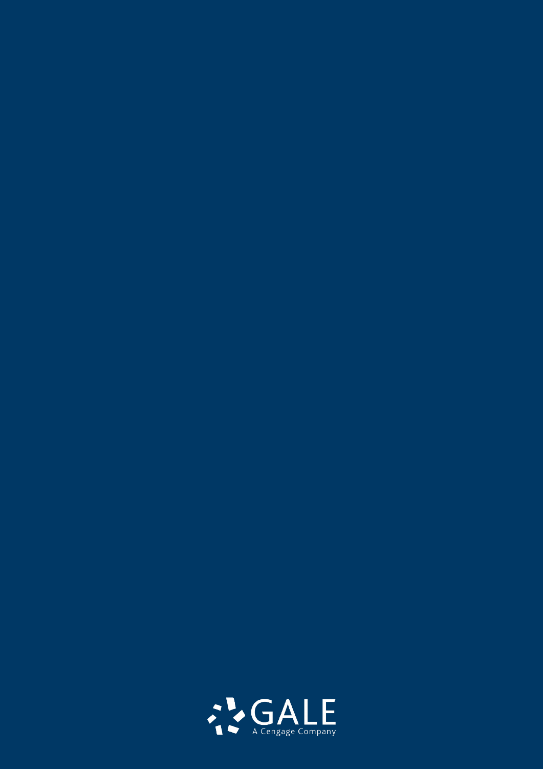GALE

A Cengage Company